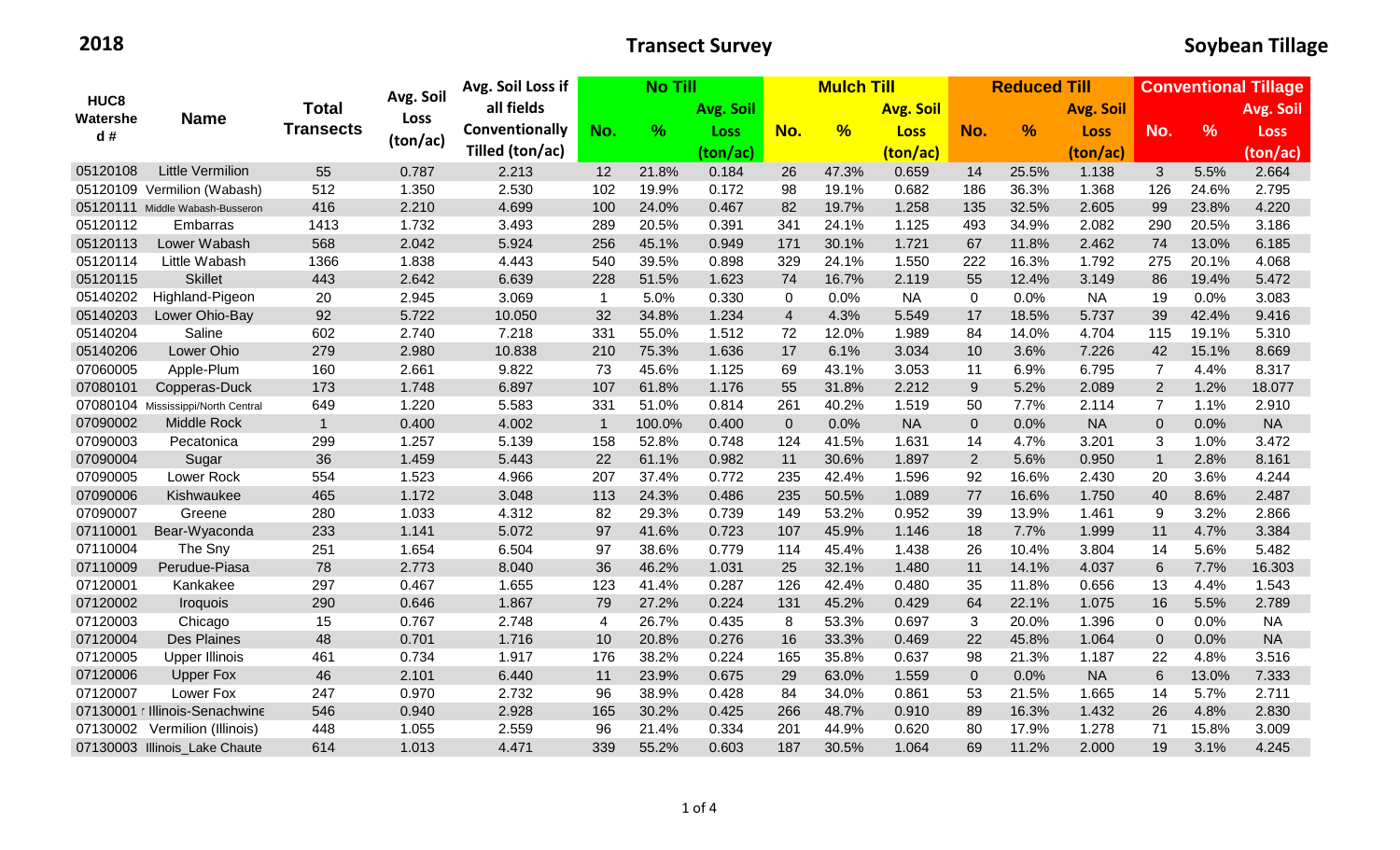**2018** **Transect Survey** **Soybean Tillage**

| HUC8 Watershed # | Name | Total Transects | Avg. Soil Loss (ton/ac) | Avg. Soil Loss if all fields Conventionally Tilled (ton/ac) | No Till | | | Mulch Till | | | Reduced Till | | | Conventional Tillage | | |
|---|---|---|---|---|---|---|---|---|---|---|---|---|---|---|---|---|
| | | | | | No. | % | Avg. Soil Loss (ton/ac) | No. | % | Avg. Soil Loss (ton/ac) | No. | % | Avg. Soil Loss (ton/ac) | No. | % | Avg. Soil Loss (ton/ac) |
| 05120108 | Little Vermilion | 55 | 0.787 | 2.213 | 12 | 21.8% | 0.184 | 26 | 47.3% | 0.659 | 14 | 25.5% | 1.138 | 3 | 5.5% | 2.664 |
| 05120109 | Vermilion (Wabash) | 512 | 1.350 | 2.530 | 102 | 19.9% | 0.172 | 98 | 19.1% | 0.682 | 186 | 36.3% | 1.368 | 126 | 24.6% | 2.795 |
| 05120111 | Middle Wabash-Busseron | 416 | 2.210 | 4.699 | 100 | 24.0% | 0.467 | 82 | 19.7% | 1.258 | 135 | 32.5% | 2.605 | 99 | 23.8% | 4.220 |
| 05120112 | Embarras | 1413 | 1.732 | 3.493 | 289 | 20.5% | 0.391 | 341 | 24.1% | 1.125 | 493 | 34.9% | 2.082 | 290 | 20.5% | 3.186 |
| 05120113 | Lower Wabash | 568 | 2.042 | 5.924 | 256 | 45.1% | 0.949 | 171 | 30.1% | 1.721 | 67 | 11.8% | 2.462 | 74 | 13.0% | 6.185 |
| 05120114 | Little Wabash | 1366 | 1.838 | 4.443 | 540 | 39.5% | 0.898 | 329 | 24.1% | 1.550 | 222 | 16.3% | 1.792 | 275 | 20.1% | 4.068 |
| 05120115 | Skillet | 443 | 2.642 | 6.639 | 228 | 51.5% | 1.623 | 74 | 16.7% | 2.119 | 55 | 12.4% | 3.149 | 86 | 19.4% | 5.472 |
| 05140202 | Highland-Pigeon | 20 | 2.945 | 3.069 | 1 | 5.0% | 0.330 | 0 | 0.0% | NA | 0 | 0.0% | NA | 19 | 0.0% | 3.083 |
| 05140203 | Lower Ohio-Bay | 92 | 5.722 | 10.050 | 32 | 34.8% | 1.234 | 4 | 4.3% | 5.549 | 17 | 18.5% | 5.737 | 39 | 42.4% | 9.416 |
| 05140204 | Saline | 602 | 2.740 | 7.218 | 331 | 55.0% | 1.512 | 72 | 12.0% | 1.989 | 84 | 14.0% | 4.704 | 115 | 19.1% | 5.310 |
| 05140206 | Lower Ohio | 279 | 2.980 | 10.838 | 210 | 75.3% | 1.636 | 17 | 6.1% | 3.034 | 10 | 3.6% | 7.226 | 42 | 15.1% | 8.669 |
| 07060005 | Apple-Plum | 160 | 2.661 | 9.822 | 73 | 45.6% | 1.125 | 69 | 43.1% | 3.053 | 11 | 6.9% | 6.795 | 7 | 4.4% | 8.317 |
| 07080101 | Copperas-Duck | 173 | 1.748 | 6.897 | 107 | 61.8% | 1.176 | 55 | 31.8% | 2.212 | 9 | 5.2% | 2.089 | 2 | 1.2% | 18.077 |
| 07080104 | Mississippi/North Central | 649 | 1.220 | 5.583 | 331 | 51.0% | 0.814 | 261 | 40.2% | 1.519 | 50 | 7.7% | 2.114 | 7 | 1.1% | 2.910 |
| 07090002 | Middle Rock | 1 | 0.400 | 4.002 | 1 | 100.0% | 0.400 | 0 | 0.0% | NA | 0 | 0.0% | NA | 0 | 0.0% | NA |
| 07090003 | Pecatonica | 299 | 1.257 | 5.139 | 158 | 52.8% | 0.748 | 124 | 41.5% | 1.631 | 14 | 4.7% | 3.201 | 3 | 1.0% | 3.472 |
| 07090004 | Sugar | 36 | 1.459 | 5.443 | 22 | 61.1% | 0.982 | 11 | 30.6% | 1.897 | 2 | 5.6% | 0.950 | 1 | 2.8% | 8.161 |
| 07090005 | Lower Rock | 554 | 1.523 | 4.966 | 207 | 37.4% | 0.772 | 235 | 42.4% | 1.596 | 92 | 16.6% | 2.430 | 20 | 3.6% | 4.244 |
| 07090006 | Kishwaukee | 465 | 1.172 | 3.048 | 113 | 24.3% | 0.486 | 235 | 50.5% | 1.089 | 77 | 16.6% | 1.750 | 40 | 8.6% | 2.487 |
| 07090007 | Greene | 280 | 1.033 | 4.312 | 82 | 29.3% | 0.739 | 149 | 53.2% | 0.952 | 39 | 13.9% | 1.461 | 9 | 3.2% | 2.866 |
| 07110001 | Bear-Wyaconda | 233 | 1.141 | 5.072 | 97 | 41.6% | 0.723 | 107 | 45.9% | 1.146 | 18 | 7.7% | 1.999 | 11 | 4.7% | 3.384 |
| 07110004 | The Sny | 251 | 1.654 | 6.504 | 97 | 38.6% | 0.779 | 114 | 45.4% | 1.438 | 26 | 10.4% | 3.804 | 14 | 5.6% | 5.482 |
| 07110009 | Perudue-Piasa | 78 | 2.773 | 8.040 | 36 | 46.2% | 1.031 | 25 | 32.1% | 1.480 | 11 | 14.1% | 4.037 | 6 | 7.7% | 16.303 |
| 07120001 | Kankakee | 297 | 0.467 | 1.655 | 123 | 41.4% | 0.287 | 126 | 42.4% | 0.480 | 35 | 11.8% | 0.656 | 13 | 4.4% | 1.543 |
| 07120002 | Iroquois | 290 | 0.646 | 1.867 | 79 | 27.2% | 0.224 | 131 | 45.2% | 0.429 | 64 | 22.1% | 1.075 | 16 | 5.5% | 2.789 |
| 07120003 | Chicago | 15 | 0.767 | 2.748 | 4 | 26.7% | 0.435 | 8 | 53.3% | 0.697 | 3 | 20.0% | 1.396 | 0 | 0.0% | NA |
| 07120004 | Des Plaines | 48 | 0.701 | 1.716 | 10 | 20.8% | 0.276 | 16 | 33.3% | 0.469 | 22 | 45.8% | 1.064 | 0 | 0.0% | NA |
| 07120005 | Upper Illinois | 461 | 0.734 | 1.917 | 176 | 38.2% | 0.224 | 165 | 35.8% | 0.637 | 98 | 21.3% | 1.187 | 22 | 4.8% | 3.516 |
| 07120006 | Upper Fox | 46 | 2.101 | 6.440 | 11 | 23.9% | 0.675 | 29 | 63.0% | 1.559 | 0 | 0.0% | NA | 6 | 13.0% | 7.333 |
| 07120007 | Lower Fox | 247 | 0.970 | 2.732 | 96 | 38.9% | 0.428 | 84 | 34.0% | 0.861 | 53 | 21.5% | 1.665 | 14 | 5.7% | 2.711 |
| 07130001 | Illinois-Senachwine | 546 | 0.940 | 2.928 | 165 | 30.2% | 0.425 | 266 | 48.7% | 0.910 | 89 | 16.3% | 1.432 | 26 | 4.8% | 2.830 |
| 07130002 | Vermilion (Illinois) | 448 | 1.055 | 2.559 | 96 | 21.4% | 0.334 | 201 | 44.9% | 0.620 | 80 | 17.9% | 1.278 | 71 | 15.8% | 3.009 |
| 07130003 | Illinois_Lake Chaute | 614 | 1.013 | 4.471 | 339 | 55.2% | 0.603 | 187 | 30.5% | 1.064 | 69 | 11.2% | 2.000 | 19 | 3.1% | 4.245 |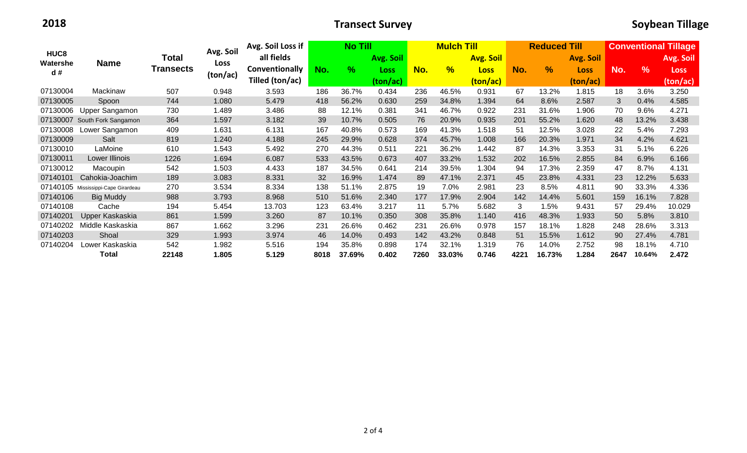# 2018 Transect Survey — Soybean Tillage

| HUC8 Watershed # | Name | Total Transects | Avg. Soil Loss (ton/ac) | Avg. Soil Loss if all fields Conventionally Tilled (ton/ac) | No Till | | | Mulch Till | | | Reduced Till | | | Conventional Tillage | | |
|---|---|---|---|---|---|---|---|---|---|---|---|---|---|---|---|---|
| | | | | | No. | % | Avg. Soil Loss (ton/ac) | No. | % | Avg. Soil Loss (ton/ac) | No. | % | Avg. Soil Loss (ton/ac) | No. | % | Avg. Soil Loss (ton/ac) |
| 07130004 | Mackinaw | 507 | 0.948 | 3.593 | 186 | 36.7% | 0.434 | 236 | 46.5% | 0.931 | 67 | 13.2% | 1.815 | 18 | 3.6% | 3.250 |
| 07130005 | Spoon | 744 | 1.080 | 5.479 | 418 | 56.2% | 0.630 | 259 | 34.8% | 1.394 | 64 | 8.6% | 2.587 | 3 | 0.4% | 4.585 |
| 07130006 | Upper Sangamon | 730 | 1.489 | 3.486 | 88 | 12.1% | 0.381 | 341 | 46.7% | 0.922 | 231 | 31.6% | 1.906 | 70 | 9.6% | 4.271 |
| 07130007 | South Fork Sangamon | 364 | 1.597 | 3.182 | 39 | 10.7% | 0.505 | 76 | 20.9% | 0.935 | 201 | 55.2% | 1.620 | 48 | 13.2% | 3.438 |
| 07130008 | Lower Sangamon | 409 | 1.631 | 6.131 | 167 | 40.8% | 0.573 | 169 | 41.3% | 1.518 | 51 | 12.5% | 3.028 | 22 | 5.4% | 7.293 |
| 07130009 | Salt | 819 | 1.240 | 4.188 | 245 | 29.9% | 0.628 | 374 | 45.7% | 1.008 | 166 | 20.3% | 1.971 | 34 | 4.2% | 4.621 |
| 07130010 | LaMoine | 610 | 1.543 | 5.492 | 270 | 44.3% | 0.511 | 221 | 36.2% | 1.442 | 87 | 14.3% | 3.353 | 31 | 5.1% | 6.226 |
| 07130011 | Lower Illinois | 1226 | 1.694 | 6.087 | 533 | 43.5% | 0.673 | 407 | 33.2% | 1.532 | 202 | 16.5% | 2.855 | 84 | 6.9% | 6.166 |
| 07130012 | Macoupin | 542 | 1.503 | 4.433 | 187 | 34.5% | 0.641 | 214 | 39.5% | 1.304 | 94 | 17.3% | 2.359 | 47 | 8.7% | 4.131 |
| 07140101 | Cahokia-Joachim | 189 | 3.083 | 8.331 | 32 | 16.9% | 1.474 | 89 | 47.1% | 2.371 | 45 | 23.8% | 4.331 | 23 | 12.2% | 5.633 |
| 07140105 | Mississippi-Cape Girardeau | 270 | 3.534 | 8.334 | 138 | 51.1% | 2.875 | 19 | 7.0% | 2.981 | 23 | 8.5% | 4.811 | 90 | 33.3% | 4.336 |
| 07140106 | Big Muddy | 988 | 3.793 | 8.968 | 510 | 51.6% | 2.340 | 177 | 17.9% | 2.904 | 142 | 14.4% | 5.601 | 159 | 16.1% | 7.828 |
| 07140108 | Cache | 194 | 5.454 | 13.703 | 123 | 63.4% | 3.217 | 11 | 5.7% | 5.682 | 3 | 1.5% | 9.431 | 57 | 29.4% | 10.029 |
| 07140201 | Upper Kaskaskia | 861 | 1.599 | 3.260 | 87 | 10.1% | 0.350 | 308 | 35.8% | 1.140 | 416 | 48.3% | 1.933 | 50 | 5.8% | 3.810 |
| 07140202 | Middle Kaskaskia | 867 | 1.662 | 3.296 | 231 | 26.6% | 0.462 | 231 | 26.6% | 0.978 | 157 | 18.1% | 1.828 | 248 | 28.6% | 3.313 |
| 07140203 | Shoal | 329 | 1.993 | 3.974 | 46 | 14.0% | 0.493 | 142 | 43.2% | 0.848 | 51 | 15.5% | 1.612 | 90 | 27.4% | 4.781 |
| 07140204 | Lower Kaskaskia | 542 | 1.982 | 5.516 | 194 | 35.8% | 0.898 | 174 | 32.1% | 1.319 | 76 | 14.0% | 2.752 | 98 | 18.1% | 4.710 |
| | **Total** | **22148** | **1.805** | **5.129** | **8018** | **37.69%** | **0.402** | **7260** | **33.03%** | **0.746** | **4221** | **16.73%** | **1.284** | **2647** | **10.64%** | **2.472** |